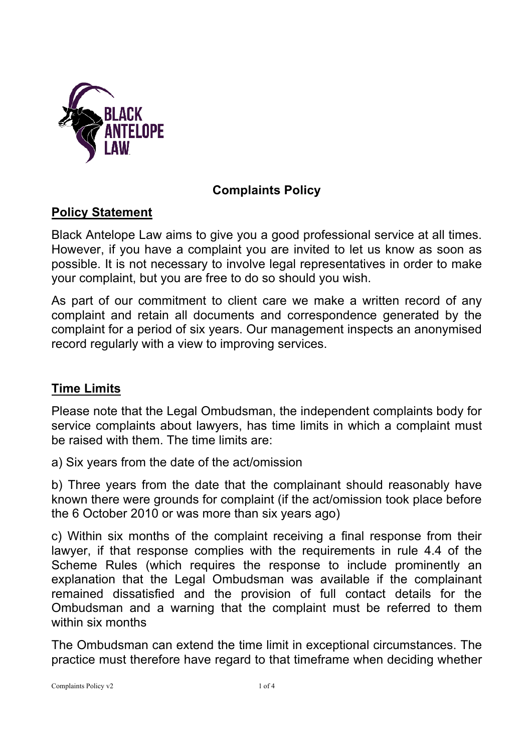# Complaints Policy

## Policy Statement

Black Antelope Law aims to give you a good professional service at all times. However, if you have a complaint you are invited to let us know as soon as possible. It is not necessary to involve legal representatives in order to make your complaint, but you are free to do so should you wish.

As part of our commitment to client care we make a written record of any complaint and retain all documents and correspondence generated by the complaint for a period of six years. Our management inspects an anonymised record regularly with a view to improving services.

## Time Limits

Please note that the Legal Ombudsman, the independent complaints body for service complaints about lawyers, has time limits in which a complaint must be raised with them. The time limits are:

a) Six years from the date of the act/omission

b) Three years from the date that the complainant should reasonably have known there were grounds for complaint (if the act/omission took place before the 6 October 2010 or was more than six years ago)

c) Within six months of the complaint receiving a final response from their lawyer, if that response complies with the requirements in rule 4.4 of the Scheme Rules (which requires the response to include prominently an explanation that the Legal Ombudsman was available if the complainant remained dissatisfied and the provision of full contact details for the Ombudsman and a warning that the complaint must be referred to them within six months

The Ombudsman can extend the time limit in exceptional circumstances. The practice must therefore have regard to that timeframe when deciding whether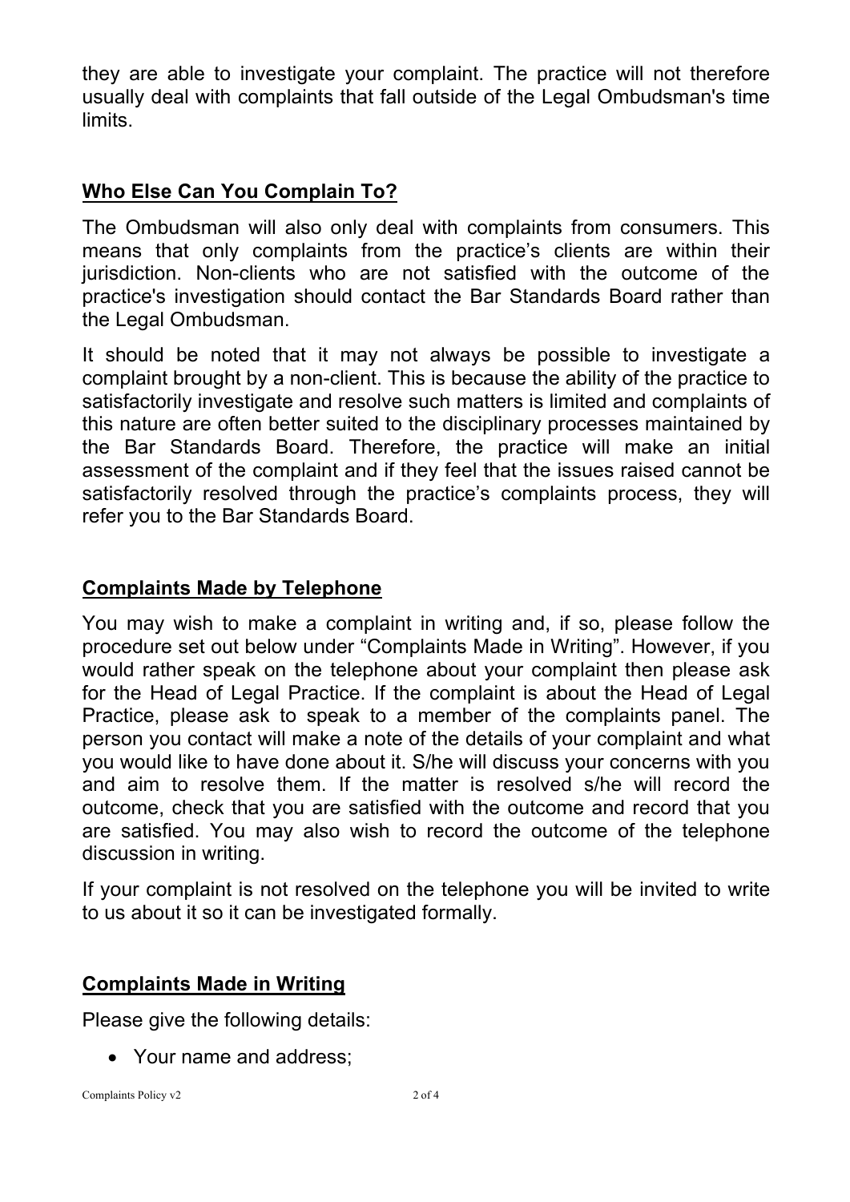they are able to investigate your complaint. The practice will not therefore usually deal with complaints that fall outside of the Legal Ombudsman's time limits.

## Who Else Can You Complain To?

The Ombudsman will also only deal with complaints from consumers. This means that only complaints from the practice's clients are within their jurisdiction. Non-clients who are not satisfied with the outcome of the practice's investigation should contact the Bar Standards Board rather than the Legal Ombudsman.

It should be noted that it may not always be possible to investigate a complaint brought by a non-client. This is because the ability of the practice to satisfactorily investigate and resolve such matters is limited and complaints of this nature are often better suited to the disciplinary processes maintained by the Bar Standards Board. Therefore, the practice will make an initial assessment of the complaint and if they feel that the issues raised cannot be satisfactorily resolved through the practice's complaints process, they will refer you to the Bar Standards Board.

## Complaints Made by Telephone

You may wish to make a complaint in writing and, if so, please follow the procedure set out below under "Complaints Made in Writing". However, if you would rather speak on the telephone about your complaint then please ask for the Head of Legal Practice. If the complaint is about the Head of Legal Practice, please ask to speak to a member of the complaints panel. The person you contact will make a note of the details of your complaint and what you would like to have done about it. S/he will discuss your concerns with you and aim to resolve them. If the matter is resolved s/he will record the outcome, check that you are satisfied with the outcome and record that you are satisfied. You may also wish to record the outcome of the telephone discussion in writing.

If your complaint is not resolved on the telephone you will be invited to write to us about it so it can be investigated formally.

## Complaints Made in Writing

Please give the following details:

- Your name and address;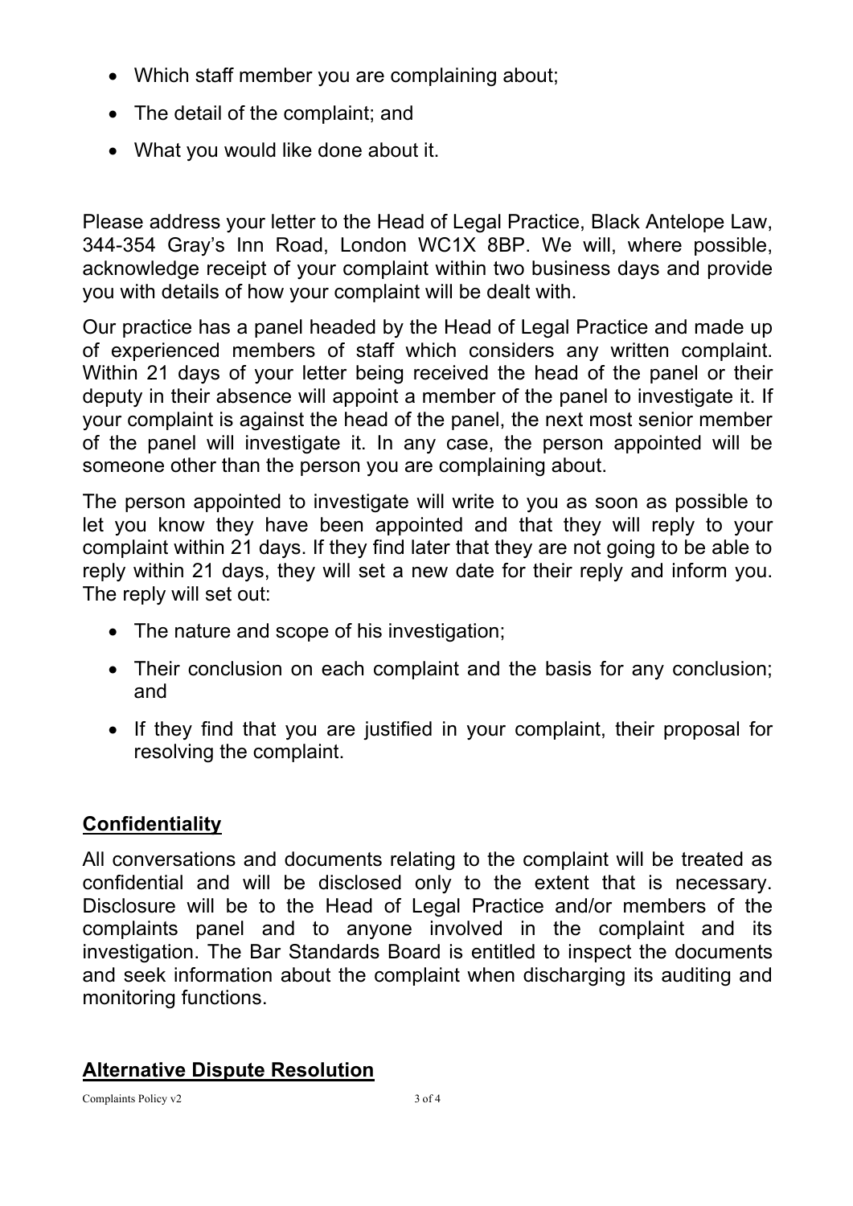- Which staff member you are complaining about;
- The detail of the complaint; and
- What you would like done about it.

Please address your letter to the Head of Legal Practice, Black Antelope Law, 344-354 Gray's Inn Road, London WC1X 8BP. We will, where possible, acknowledge receipt of your complaint within two business days and provide you with details of how your complaint will be dealt with.

Our practice has a panel headed by the Head of Legal Practice and made up of experienced members of staff which considers any written complaint. Within 21 days of your letter being received the head of the panel or their deputy in their absence will appoint a member of the panel to investigate it. If your complaint is against the head of the panel, the next most senior member of the panel will investigate it. In any case, the person appointed will be someone other than the person you are complaining about.

The person appointed to investigate will write to you as soon as possible to let you know they have been appointed and that they will reply to your complaint within 21 days. If they find later that they are not going to be able to reply within 21 days, they will set a new date for their reply and inform you. The reply will set out:

- The nature and scope of his investigation;
- Their conclusion on each complaint and the basis for any conclusion; and
- If they find that you are justified in your complaint, their proposal for resolving the complaint.

## **Confidentiality**

All conversations and documents relating to the complaint will be treated as confidential and will be disclosed only to the extent that is necessary. Disclosure will be to the Head of Legal Practice and/or members of the complaints panel and to anyone involved in the complaint and its investigation. The Bar Standards Board is entitled to inspect the documents and seek information about the complaint when discharging its auditing and monitoring functions.

## **Alternative Dispute Resolution**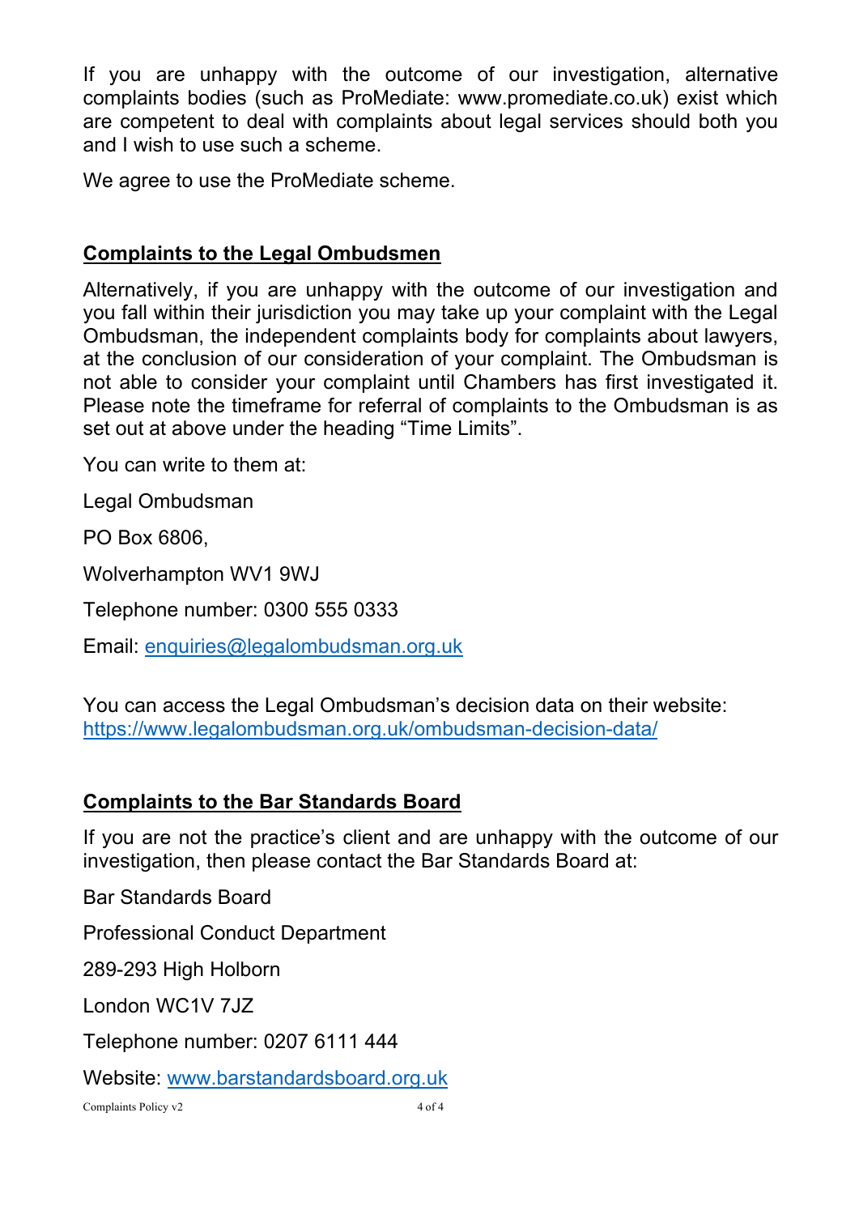If you are unhappy with the outcome of our investigation, alternative complaints bodies (such as ProMediate: www.promediate.co.uk) exist which are competent to deal with complaints about legal services should both you and I wish to use such a scheme.

We agree to use the ProMediate scheme.

## **Complaints to the Legal Ombudsmen**

Alternatively, if you are unhappy with the outcome of our investigation and you fall within their jurisdiction you may take up your complaint with the Legal Ombudsman, the independent complaints body for complaints about lawyers, at the conclusion of our consideration of your complaint. The Ombudsman is not able to consider your complaint until Chambers has first investigated it. Please note the timeframe for referral of complaints to the Ombudsman is as set out at above under the heading "Time Limits".

You can write to them at:

Legal Ombudsman

PO Box 6806,

Wolverhampton WV1 9WJ

Telephone number: 0300 555 0333

Email: enquiries@legalombudsman.org.uk

You can access the Legal Ombudsman's decision data on their website: https://www.legalombudsman.org.uk/ombudsman-decision-data/

## **Complaints to the Bar Standards Board**

If you are not the practice's client and are unhappy with the outcome of our investigation, then please contact the Bar Standards Board at:

Bar Standards Board

Professional Conduct Department

289-293 High Holborn

London WC1V 7JZ

Telephone number: 0207 6111 444

Website: www.barstandardsboard.org.uk